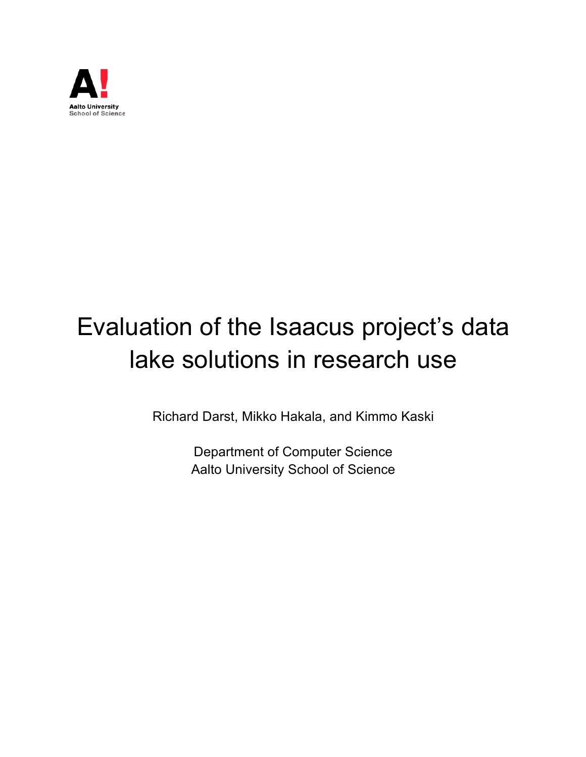Aalto University
School of Science

# Evaluation of the Isaacus project's data lake solutions in research use

Richard Darst, Mikko Hakala, and Kimmo Kaski

Department of Computer Science
Aalto University School of Science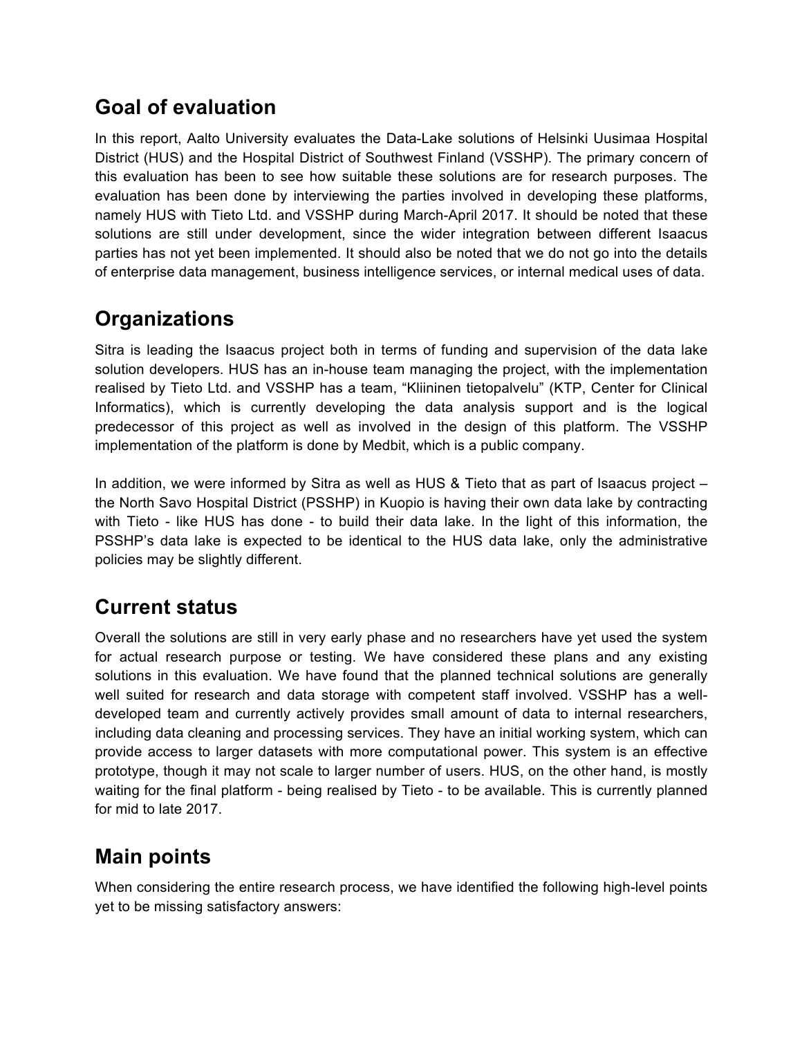## Goal of evaluation

In this report, Aalto University evaluates the Data-Lake solutions of Helsinki Uusimaa Hospital District (HUS) and the Hospital District of Southwest Finland (VSSHP). The primary concern of this evaluation has been to see how suitable these solutions are for research purposes. The evaluation has been done by interviewing the parties involved in developing these platforms, namely HUS with Tieto Ltd. and VSSHP during March-April 2017. It should be noted that these solutions are still under development, since the wider integration between different Isaacus parties has not yet been implemented. It should also be noted that we do not go into the details of enterprise data management, business intelligence services, or internal medical uses of data.

## Organizations

Sitra is leading the Isaacus project both in terms of funding and supervision of the data lake solution developers. HUS has an in-house team managing the project, with the implementation realised by Tieto Ltd. and VSSHP has a team, "Kliininen tietopalvelu" (KTP, Center for Clinical Informatics), which is currently developing the data analysis support and is the logical predecessor of this project as well as involved in the design of this platform. The VSSHP implementation of the platform is done by Medbit, which is a public company.

In addition, we were informed by Sitra as well as HUS & Tieto that as part of Isaacus project – the North Savo Hospital District (PSSHP) in Kuopio is having their own data lake by contracting with Tieto - like HUS has done - to build their data lake. In the light of this information, the PSSHP's data lake is expected to be identical to the HUS data lake, only the administrative policies may be slightly different.

## Current status

Overall the solutions are still in very early phase and no researchers have yet used the system for actual research purpose or testing. We have considered these plans and any existing solutions in this evaluation. We have found that the planned technical solutions are generally well suited for research and data storage with competent staff involved. VSSHP has a well-developed team and currently actively provides small amount of data to internal researchers, including data cleaning and processing services. They have an initial working system, which can provide access to larger datasets with more computational power. This system is an effective prototype, though it may not scale to larger number of users. HUS, on the other hand, is mostly waiting for the final platform - being realised by Tieto - to be available. This is currently planned for mid to late 2017.

## Main points

When considering the entire research process, we have identified the following high-level points yet to be missing satisfactory answers: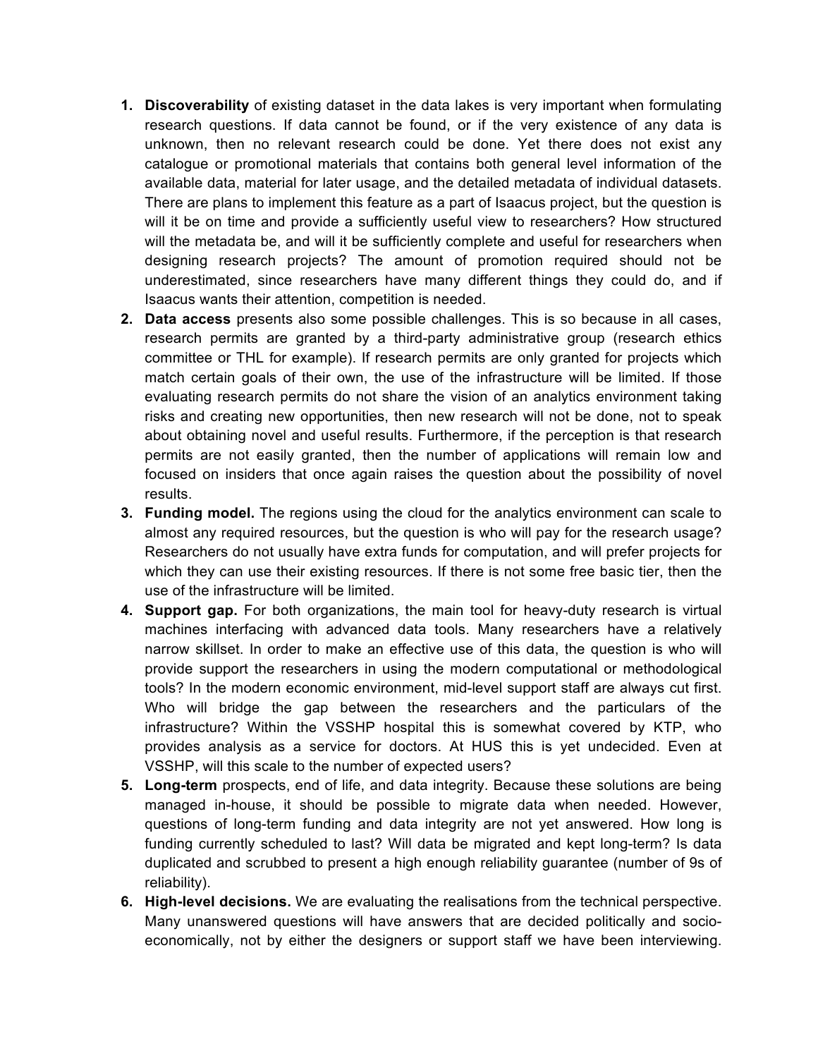1. **Discoverability** of existing dataset in the data lakes is very important when formulating research questions. If data cannot be found, or if the very existence of any data is unknown, then no relevant research could be done. Yet there does not exist any catalogue or promotional materials that contains both general level information of the available data, material for later usage, and the detailed metadata of individual datasets. There are plans to implement this feature as a part of Isaacus project, but the question is will it be on time and provide a sufficiently useful view to researchers? How structured will the metadata be, and will it be sufficiently complete and useful for researchers when designing research projects? The amount of promotion required should not be underestimated, since researchers have many different things they could do, and if Isaacus wants their attention, competition is needed.
2. **Data access** presents also some possible challenges. This is so because in all cases, research permits are granted by a third-party administrative group (research ethics committee or THL for example). If research permits are only granted for projects which match certain goals of their own, the use of the infrastructure will be limited. If those evaluating research permits do not share the vision of an analytics environment taking risks and creating new opportunities, then new research will not be done, not to speak about obtaining novel and useful results. Furthermore, if the perception is that research permits are not easily granted, then the number of applications will remain low and focused on insiders that once again raises the question about the possibility of novel results.
3. **Funding model.** The regions using the cloud for the analytics environment can scale to almost any required resources, but the question is who will pay for the research usage? Researchers do not usually have extra funds for computation, and will prefer projects for which they can use their existing resources. If there is not some free basic tier, then the use of the infrastructure will be limited.
4. **Support gap.** For both organizations, the main tool for heavy-duty research is virtual machines interfacing with advanced data tools. Many researchers have a relatively narrow skillset. In order to make an effective use of this data, the question is who will provide support the researchers in using the modern computational or methodological tools? In the modern economic environment, mid-level support staff are always cut first. Who will bridge the gap between the researchers and the particulars of the infrastructure? Within the VSSHP hospital this is somewhat covered by KTP, who provides analysis as a service for doctors. At HUS this is yet undecided. Even at VSSHP, will this scale to the number of expected users?
5. **Long-term** prospects, end of life, and data integrity. Because these solutions are being managed in-house, it should be possible to migrate data when needed. However, questions of long-term funding and data integrity are not yet answered. How long is funding currently scheduled to last? Will data be migrated and kept long-term? Is data duplicated and scrubbed to present a high enough reliability guarantee (number of 9s of reliability).
6. **High-level decisions.** We are evaluating the realisations from the technical perspective. Many unanswered questions will have answers that are decided politically and socio-economically, not by either the designers or support staff we have been interviewing.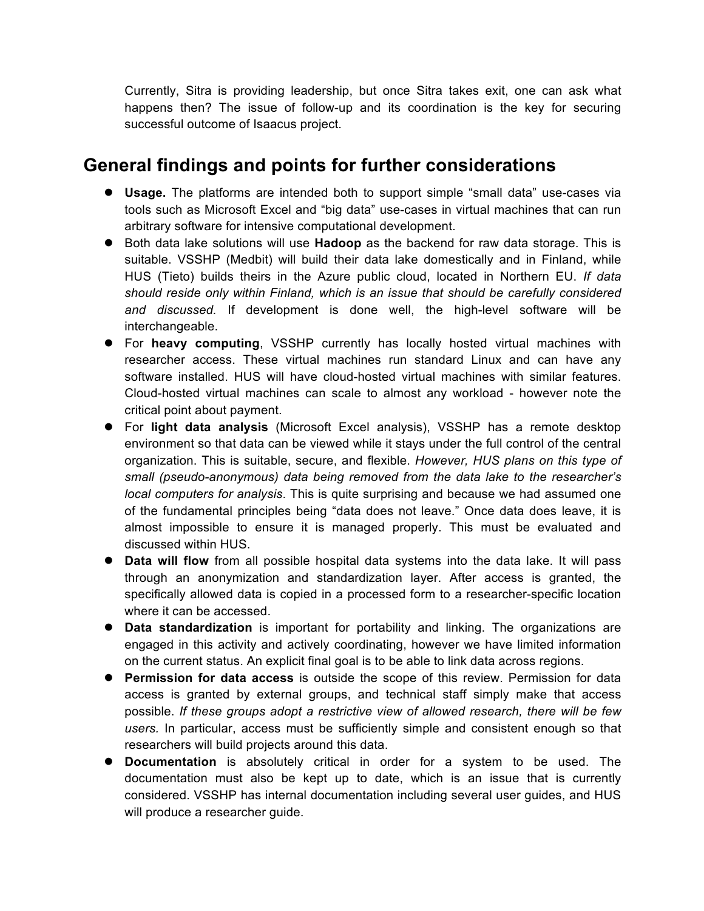Currently, Sitra is providing leadership, but once Sitra takes exit, one can ask what happens then? The issue of follow-up and its coordination is the key for securing successful outcome of Isaacus project.

## General findings and points for further considerations

- **Usage.** The platforms are intended both to support simple "small data" use-cases via tools such as Microsoft Excel and "big data" use-cases in virtual machines that can run arbitrary software for intensive computational development.
- Both data lake solutions will use **Hadoop** as the backend for raw data storage. This is suitable. VSSHP (Medbit) will build their data lake domestically and in Finland, while HUS (Tieto) builds theirs in the Azure public cloud, located in Northern EU. *If data should reside only within Finland, which is an issue that should be carefully considered and discussed.* If development is done well, the high-level software will be interchangeable.
- For **heavy computing**, VSSHP currently has locally hosted virtual machines with researcher access. These virtual machines run standard Linux and can have any software installed. HUS will have cloud-hosted virtual machines with similar features. Cloud-hosted virtual machines can scale to almost any workload - however note the critical point about payment.
- For **light data analysis** (Microsoft Excel analysis), VSSHP has a remote desktop environment so that data can be viewed while it stays under the full control of the central organization. This is suitable, secure, and flexible. *However, HUS plans on this type of small (pseudo-anonymous) data being removed from the data lake to the researcher's local computers for analysis*. This is quite surprising and because we had assumed one of the fundamental principles being "data does not leave." Once data does leave, it is almost impossible to ensure it is managed properly. This must be evaluated and discussed within HUS.
- **Data will flow** from all possible hospital data systems into the data lake. It will pass through an anonymization and standardization layer. After access is granted, the specifically allowed data is copied in a processed form to a researcher-specific location where it can be accessed.
- **Data standardization** is important for portability and linking. The organizations are engaged in this activity and actively coordinating, however we have limited information on the current status. An explicit final goal is to be able to link data across regions.
- **Permission for data access** is outside the scope of this review. Permission for data access is granted by external groups, and technical staff simply make that access possible. *If these groups adopt a restrictive view of allowed research, there will be few users.* In particular, access must be sufficiently simple and consistent enough so that researchers will build projects around this data.
- **Documentation** is absolutely critical in order for a system to be used. The documentation must also be kept up to date, which is an issue that is currently considered. VSSHP has internal documentation including several user guides, and HUS will produce a researcher guide.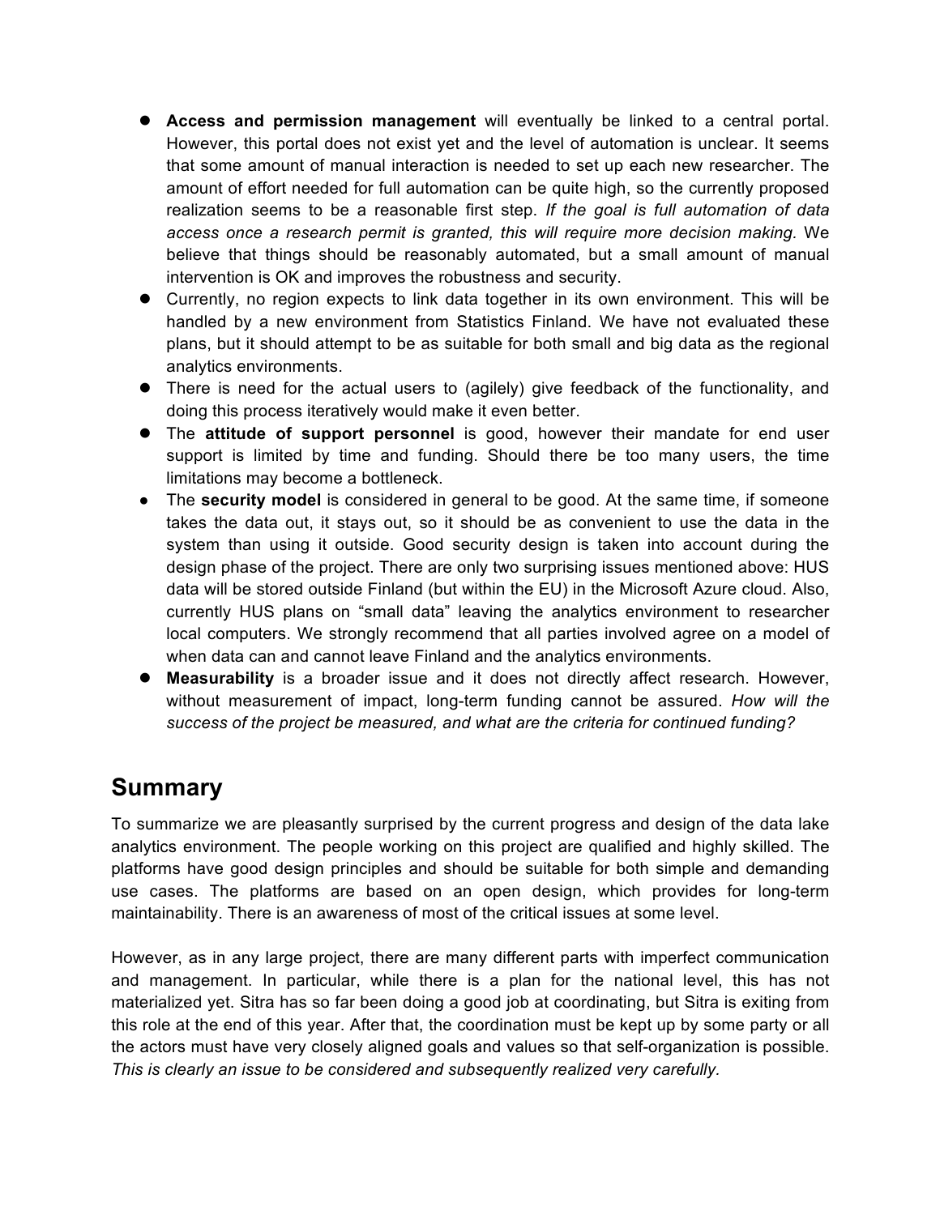- **Access and permission management** will eventually be linked to a central portal. However, this portal does not exist yet and the level of automation is unclear. It seems that some amount of manual interaction is needed to set up each new researcher. The amount of effort needed for full automation can be quite high, so the currently proposed realization seems to be a reasonable first step. *If the goal is full automation of data access once a research permit is granted, this will require more decision making.* We believe that things should be reasonably automated, but a small amount of manual intervention is OK and improves the robustness and security.
- Currently, no region expects to link data together in its own environment. This will be handled by a new environment from Statistics Finland. We have not evaluated these plans, but it should attempt to be as suitable for both small and big data as the regional analytics environments.
- There is need for the actual users to (agilely) give feedback of the functionality, and doing this process iteratively would make it even better.
- The **attitude of support personnel** is good, however their mandate for end user support is limited by time and funding. Should there be too many users, the time limitations may become a bottleneck.
- The **security model** is considered in general to be good. At the same time, if someone takes the data out, it stays out, so it should be as convenient to use the data in the system than using it outside. Good security design is taken into account during the design phase of the project. There are only two surprising issues mentioned above: HUS data will be stored outside Finland (but within the EU) in the Microsoft Azure cloud. Also, currently HUS plans on "small data" leaving the analytics environment to researcher local computers. We strongly recommend that all parties involved agree on a model of when data can and cannot leave Finland and the analytics environments.
- **Measurability** is a broader issue and it does not directly affect research. However, without measurement of impact, long-term funding cannot be assured. *How will the success of the project be measured, and what are the criteria for continued funding?*

## Summary

To summarize we are pleasantly surprised by the current progress and design of the data lake analytics environment. The people working on this project are qualified and highly skilled. The platforms have good design principles and should be suitable for both simple and demanding use cases. The platforms are based on an open design, which provides for long-term maintainability. There is an awareness of most of the critical issues at some level.

However, as in any large project, there are many different parts with imperfect communication and management. In particular, while there is a plan for the national level, this has not materialized yet. Sitra has so far been doing a good job at coordinating, but Sitra is exiting from this role at the end of this year. After that, the coordination must be kept up by some party or all the actors must have very closely aligned goals and values so that self-organization is possible. *This is clearly an issue to be considered and subsequently realized very carefully.*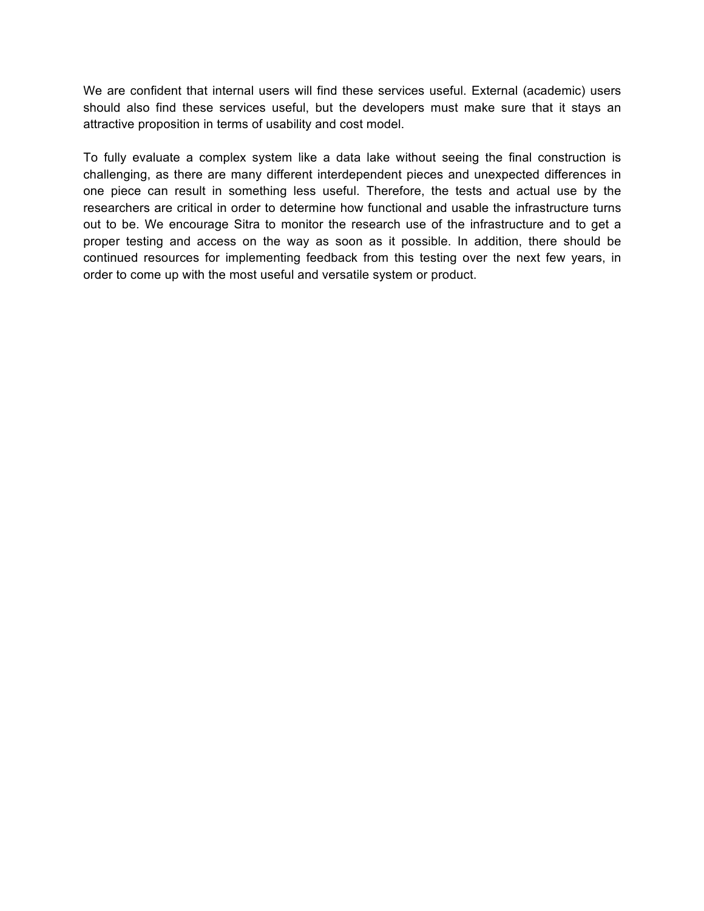We are confident that internal users will find these services useful. External (academic) users should also find these services useful, but the developers must make sure that it stays an attractive proposition in terms of usability and cost model.

To fully evaluate a complex system like a data lake without seeing the final construction is challenging, as there are many different interdependent pieces and unexpected differences in one piece can result in something less useful. Therefore, the tests and actual use by the researchers are critical in order to determine how functional and usable the infrastructure turns out to be. We encourage Sitra to monitor the research use of the infrastructure and to get a proper testing and access on the way as soon as it possible. In addition, there should be continued resources for implementing feedback from this testing over the next few years, in order to come up with the most useful and versatile system or product.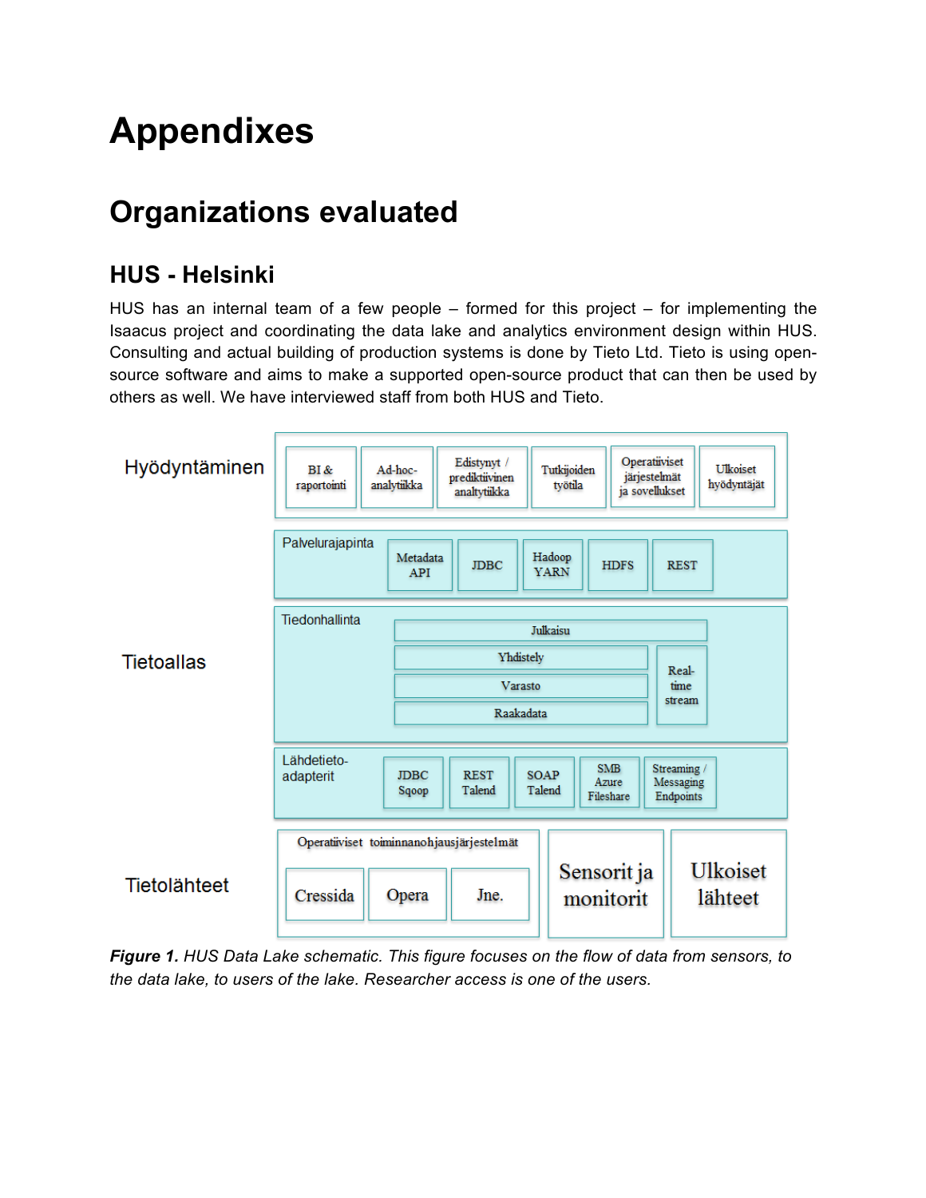# Appendixes

## Organizations evaluated

### HUS - Helsinki

HUS has an internal team of a few people – formed for this project – for implementing the Isaacus project and coordinating the data lake and analytics environment design within HUS. Consulting and actual building of production systems is done by Tieto Ltd. Tieto is using open-source software and aims to make a supported open-source product that can then be used by others as well. We have interviewed staff from both HUS and Tieto.

**Hyödyntäminen**
- BI & raportointi
- Ad-hoc-analytiikka
- Edistynyt / prediktiivinen analytiikka
- Tutkijoiden työtila
- Operatiiviset järjestelmät ja sovellukset
- Ulkoiset hyödyntäjät

**Tietoallas**
- Palvelurajapinta: Metadata API, JDBC, Hadoop YARN, HDFS, REST
- Tiedonhallinta: Julkaisu, Yhdistely, Varasto, Raakadata, Real-time stream
- Lähdetieto-adapterit: JDBC Sqoop, REST Talend, SOAP Talend, SMB Azure Fileshare, Streaming / Messaging Endpoints

**Tietolähteet**
- Operatiiviset toiminnanohjausjärjestelmät: Cressida, Opera, Jne.
- Sensorit ja monitorit
- Ulkoiset lähteet

***Figure 1.*** *HUS Data Lake schematic. This figure focuses on the flow of data from sensors, to the data lake, to users of the lake. Researcher access is one of the users.*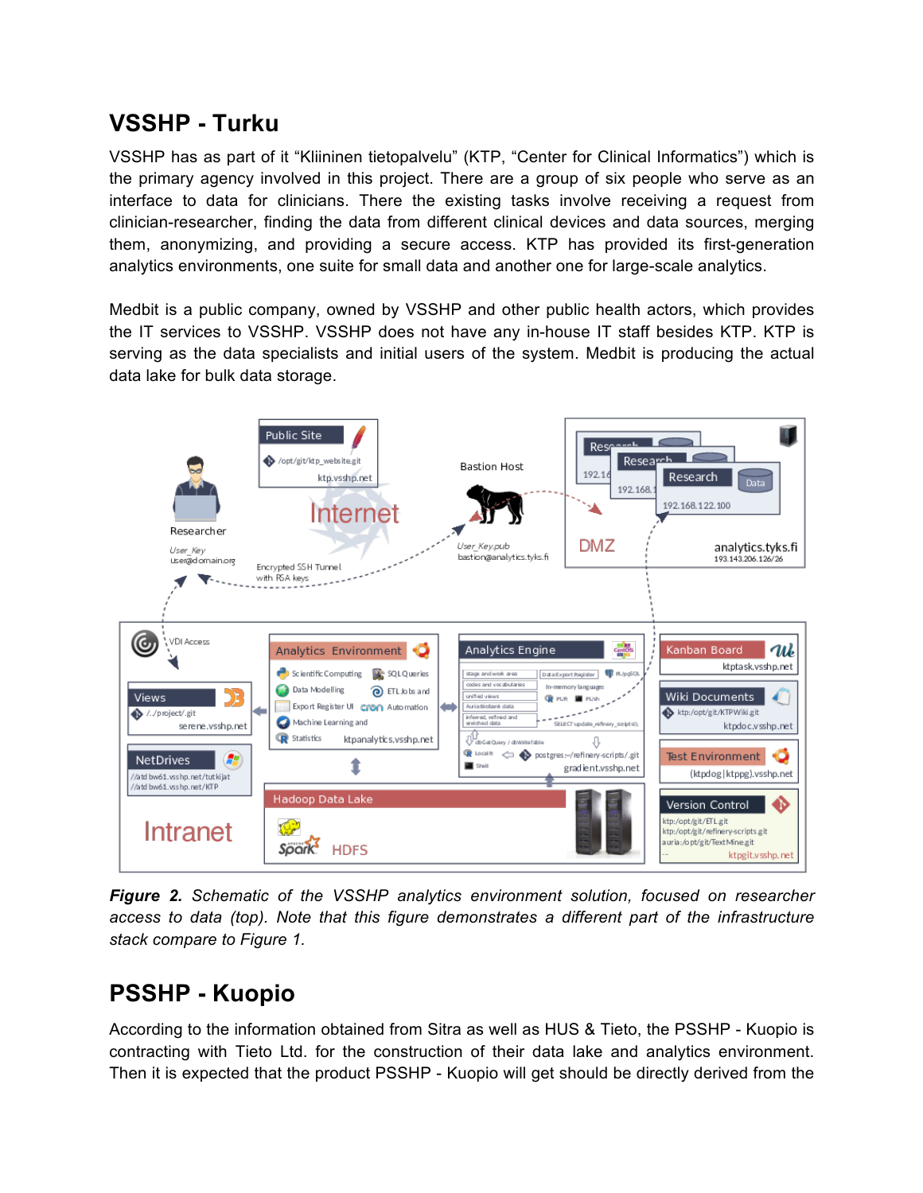## VSSHP - Turku

VSSHP has as part of it “Kliininen tietopalvelu” (KTP, “Center for Clinical Informatics”) which is the primary agency involved in this project. There are a group of six people who serve as an interface to data for clinicians. There the existing tasks involve receiving a request from clinician-researcher, finding the data from different clinical devices and data sources, merging them, anonymizing, and providing a secure access. KTP has provided its first-generation analytics environments, one suite for small data and another one for large-scale analytics.

Medbit is a public company, owned by VSSHP and other public health actors, which provides the IT services to VSSHP. VSSHP does not have any in-house IT staff besides KTP. KTP is serving as the data specialists and initial users of the system. Medbit is producing the actual data lake for bulk data storage.

***Figure 2.*** *Schematic of the VSSHP analytics environment solution, focused on researcher access to data (top). Note that this figure demonstrates a different part of the infrastructure stack compare to Figure 1.*

## PSSHP - Kuopio

According to the information obtained from Sitra as well as HUS & Tieto, the PSSHP - Kuopio is contracting with Tieto Ltd. for the construction of their data lake and analytics environment. Then it is expected that the product PSSHP - Kuopio will get should be directly derived from the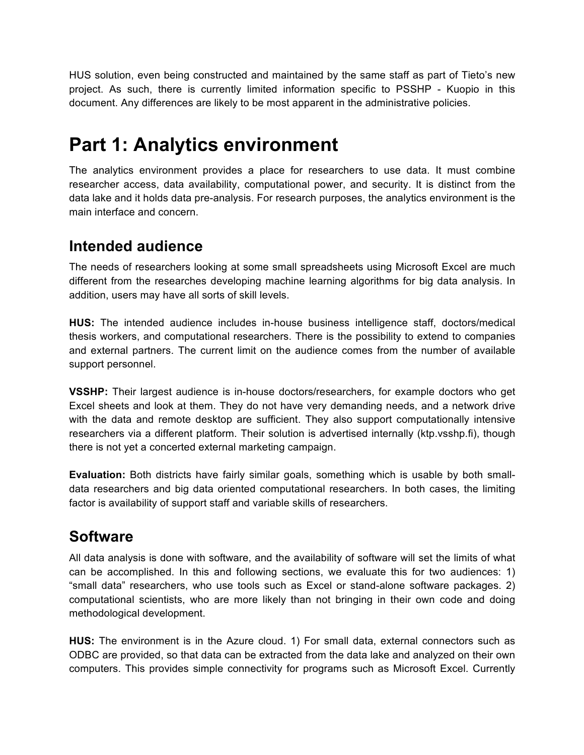HUS solution, even being constructed and maintained by the same staff as part of Tieto's new project. As such, there is currently limited information specific to PSSHP - Kuopio in this document. Any differences are likely to be most apparent in the administrative policies.

# Part 1: Analytics environment

The analytics environment provides a place for researchers to use data. It must combine researcher access, data availability, computational power, and security. It is distinct from the data lake and it holds data pre-analysis. For research purposes, the analytics environment is the main interface and concern.

## Intended audience

The needs of researchers looking at some small spreadsheets using Microsoft Excel are much different from the researches developing machine learning algorithms for big data analysis. In addition, users may have all sorts of skill levels.

**HUS:** The intended audience includes in-house business intelligence staff, doctors/medical thesis workers, and computational researchers. There is the possibility to extend to companies and external partners. The current limit on the audience comes from the number of available support personnel.

**VSSHP:** Their largest audience is in-house doctors/researchers, for example doctors who get Excel sheets and look at them. They do not have very demanding needs, and a network drive with the data and remote desktop are sufficient. They also support computationally intensive researchers via a different platform. Their solution is advertised internally (ktp.vsshp.fi), though there is not yet a concerted external marketing campaign.

**Evaluation:** Both districts have fairly similar goals, something which is usable by both small-data researchers and big data oriented computational researchers. In both cases, the limiting factor is availability of support staff and variable skills of researchers.

## Software

All data analysis is done with software, and the availability of software will set the limits of what can be accomplished. In this and following sections, we evaluate this for two audiences: 1) "small data" researchers, who use tools such as Excel or stand-alone software packages. 2) computational scientists, who are more likely than not bringing in their own code and doing methodological development.

**HUS:** The environment is in the Azure cloud. 1) For small data, external connectors such as ODBC are provided, so that data can be extracted from the data lake and analyzed on their own computers. This provides simple connectivity for programs such as Microsoft Excel. Currently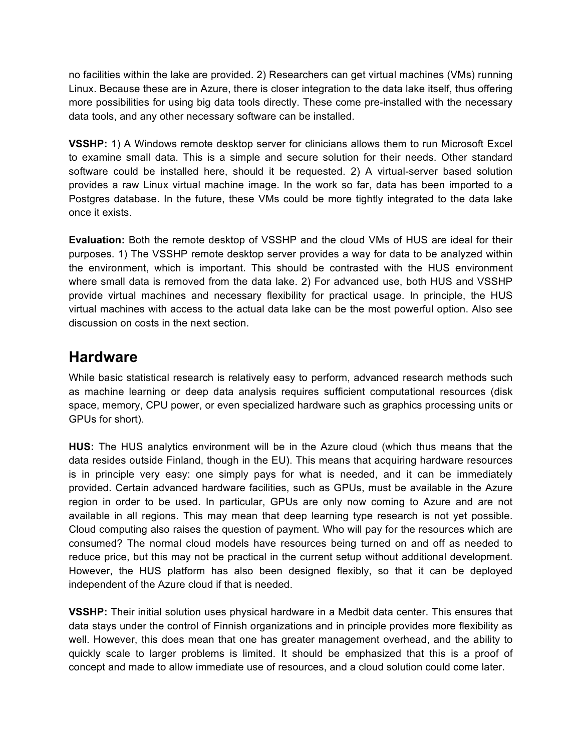no facilities within the lake are provided. 2) Researchers can get virtual machines (VMs) running Linux. Because these are in Azure, there is closer integration to the data lake itself, thus offering more possibilities for using big data tools directly. These come pre-installed with the necessary data tools, and any other necessary software can be installed.

**VSSHP:** 1) A Windows remote desktop server for clinicians allows them to run Microsoft Excel to examine small data. This is a simple and secure solution for their needs. Other standard software could be installed here, should it be requested. 2) A virtual-server based solution provides a raw Linux virtual machine image. In the work so far, data has been imported to a Postgres database. In the future, these VMs could be more tightly integrated to the data lake once it exists.

**Evaluation:** Both the remote desktop of VSSHP and the cloud VMs of HUS are ideal for their purposes. 1) The VSSHP remote desktop server provides a way for data to be analyzed within the environment, which is important. This should be contrasted with the HUS environment where small data is removed from the data lake. 2) For advanced use, both HUS and VSSHP provide virtual machines and necessary flexibility for practical usage. In principle, the HUS virtual machines with access to the actual data lake can be the most powerful option. Also see discussion on costs in the next section.

## Hardware

While basic statistical research is relatively easy to perform, advanced research methods such as machine learning or deep data analysis requires sufficient computational resources (disk space, memory, CPU power, or even specialized hardware such as graphics processing units or GPUs for short).

**HUS:** The HUS analytics environment will be in the Azure cloud (which thus means that the data resides outside Finland, though in the EU). This means that acquiring hardware resources is in principle very easy: one simply pays for what is needed, and it can be immediately provided. Certain advanced hardware facilities, such as GPUs, must be available in the Azure region in order to be used. In particular, GPUs are only now coming to Azure and are not available in all regions. This may mean that deep learning type research is not yet possible. Cloud computing also raises the question of payment. Who will pay for the resources which are consumed? The normal cloud models have resources being turned on and off as needed to reduce price, but this may not be practical in the current setup without additional development. However, the HUS platform has also been designed flexibly, so that it can be deployed independent of the Azure cloud if that is needed.

**VSSHP:** Their initial solution uses physical hardware in a Medbit data center. This ensures that data stays under the control of Finnish organizations and in principle provides more flexibility as well. However, this does mean that one has greater management overhead, and the ability to quickly scale to larger problems is limited. It should be emphasized that this is a proof of concept and made to allow immediate use of resources, and a cloud solution could come later.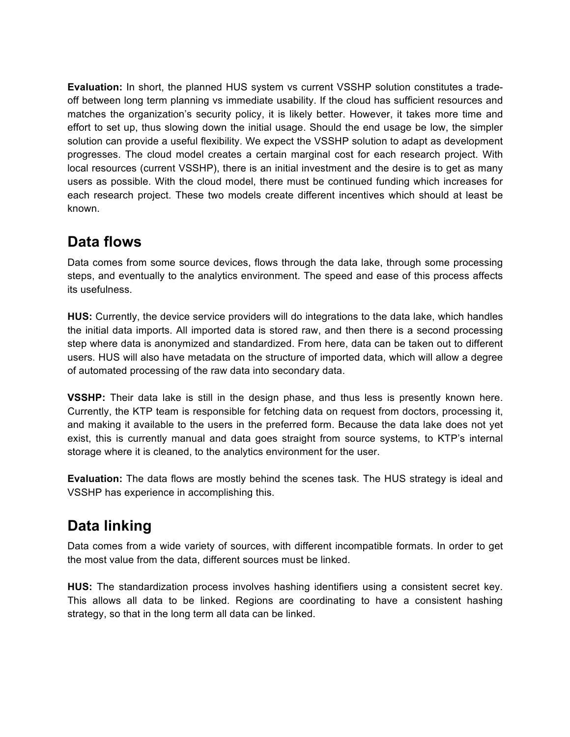**Evaluation:** In short, the planned HUS system vs current VSSHP solution constitutes a trade-off between long term planning vs immediate usability. If the cloud has sufficient resources and matches the organization's security policy, it is likely better. However, it takes more time and effort to set up, thus slowing down the initial usage. Should the end usage be low, the simpler solution can provide a useful flexibility. We expect the VSSHP solution to adapt as development progresses. The cloud model creates a certain marginal cost for each research project. With local resources (current VSSHP), there is an initial investment and the desire is to get as many users as possible. With the cloud model, there must be continued funding which increases for each research project. These two models create different incentives which should at least be known.

## Data flows

Data comes from some source devices, flows through the data lake, through some processing steps, and eventually to the analytics environment. The speed and ease of this process affects its usefulness.

**HUS:** Currently, the device service providers will do integrations to the data lake, which handles the initial data imports. All imported data is stored raw, and then there is a second processing step where data is anonymized and standardized. From here, data can be taken out to different users. HUS will also have metadata on the structure of imported data, which will allow a degree of automated processing of the raw data into secondary data.

**VSSHP:** Their data lake is still in the design phase, and thus less is presently known here. Currently, the KTP team is responsible for fetching data on request from doctors, processing it, and making it available to the users in the preferred form. Because the data lake does not yet exist, this is currently manual and data goes straight from source systems, to KTP's internal storage where it is cleaned, to the analytics environment for the user.

**Evaluation:** The data flows are mostly behind the scenes task. The HUS strategy is ideal and VSSHP has experience in accomplishing this.

## Data linking

Data comes from a wide variety of sources, with different incompatible formats. In order to get the most value from the data, different sources must be linked.

**HUS:** The standardization process involves hashing identifiers using a consistent secret key. This allows all data to be linked. Regions are coordinating to have a consistent hashing strategy, so that in the long term all data can be linked.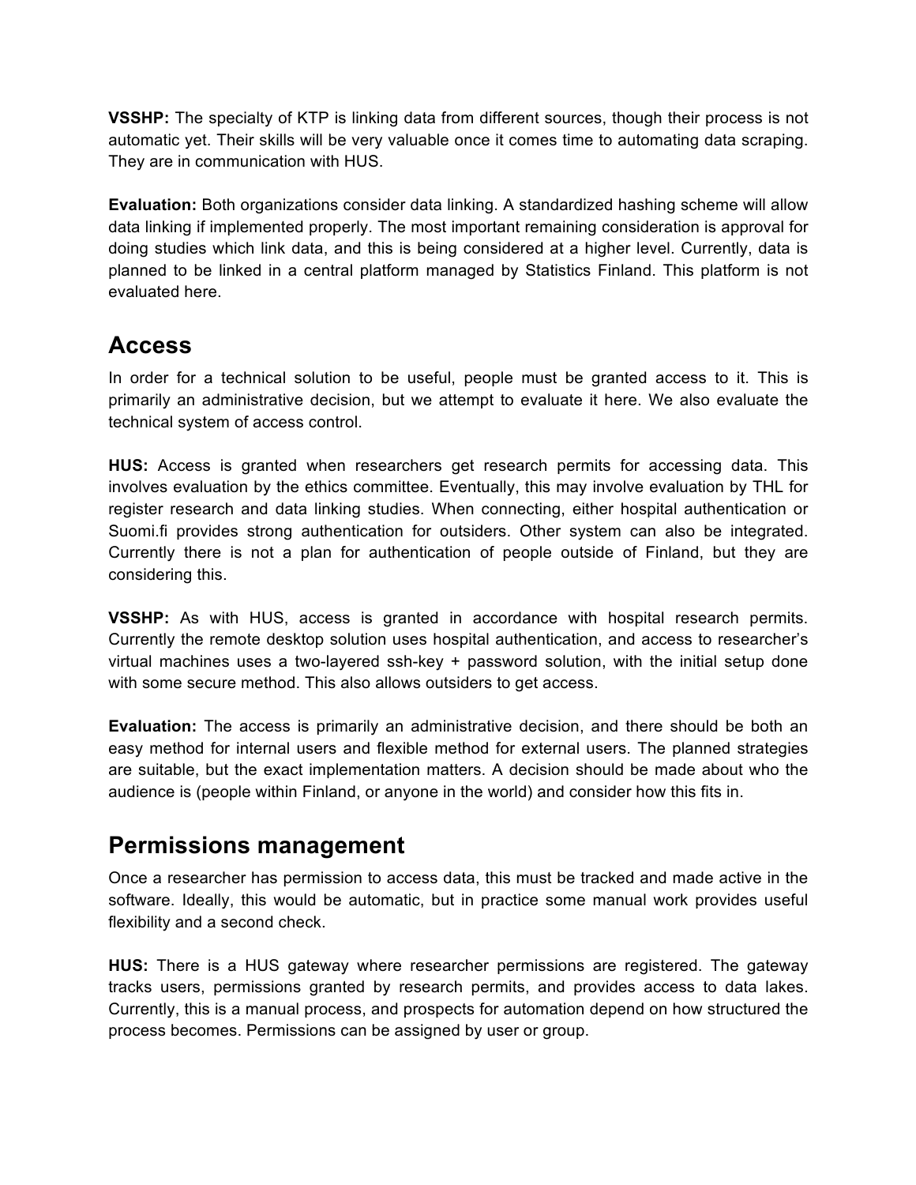**VSSHP:** The specialty of KTP is linking data from different sources, though their process is not automatic yet. Their skills will be very valuable once it comes time to automating data scraping. They are in communication with HUS.

**Evaluation:** Both organizations consider data linking. A standardized hashing scheme will allow data linking if implemented properly. The most important remaining consideration is approval for doing studies which link data, and this is being considered at a higher level. Currently, data is planned to be linked in a central platform managed by Statistics Finland. This platform is not evaluated here.

## Access

In order for a technical solution to be useful, people must be granted access to it. This is primarily an administrative decision, but we attempt to evaluate it here. We also evaluate the technical system of access control.

**HUS:** Access is granted when researchers get research permits for accessing data. This involves evaluation by the ethics committee. Eventually, this may involve evaluation by THL for register research and data linking studies. When connecting, either hospital authentication or Suomi.fi provides strong authentication for outsiders. Other system can also be integrated. Currently there is not a plan for authentication of people outside of Finland, but they are considering this.

**VSSHP:** As with HUS, access is granted in accordance with hospital research permits. Currently the remote desktop solution uses hospital authentication, and access to researcher's virtual machines uses a two-layered ssh-key + password solution, with the initial setup done with some secure method. This also allows outsiders to get access.

**Evaluation:** The access is primarily an administrative decision, and there should be both an easy method for internal users and flexible method for external users. The planned strategies are suitable, but the exact implementation matters. A decision should be made about who the audience is (people within Finland, or anyone in the world) and consider how this fits in.

## Permissions management

Once a researcher has permission to access data, this must be tracked and made active in the software. Ideally, this would be automatic, but in practice some manual work provides useful flexibility and a second check.

**HUS:** There is a HUS gateway where researcher permissions are registered. The gateway tracks users, permissions granted by research permits, and provides access to data lakes. Currently, this is a manual process, and prospects for automation depend on how structured the process becomes. Permissions can be assigned by user or group.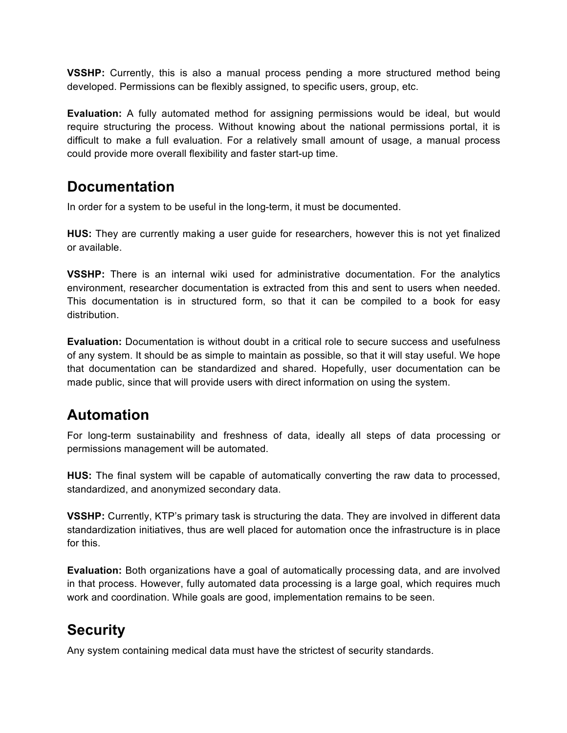**VSSHP:** Currently, this is also a manual process pending a more structured method being developed. Permissions can be flexibly assigned, to specific users, group, etc.

**Evaluation:** A fully automated method for assigning permissions would be ideal, but would require structuring the process. Without knowing about the national permissions portal, it is difficult to make a full evaluation. For a relatively small amount of usage, a manual process could provide more overall flexibility and faster start-up time.

## Documentation

In order for a system to be useful in the long-term, it must be documented.

**HUS:** They are currently making a user guide for researchers, however this is not yet finalized or available.

**VSSHP:** There is an internal wiki used for administrative documentation. For the analytics environment, researcher documentation is extracted from this and sent to users when needed. This documentation is in structured form, so that it can be compiled to a book for easy distribution.

**Evaluation:** Documentation is without doubt in a critical role to secure success and usefulness of any system. It should be as simple to maintain as possible, so that it will stay useful. We hope that documentation can be standardized and shared. Hopefully, user documentation can be made public, since that will provide users with direct information on using the system.

## Automation

For long-term sustainability and freshness of data, ideally all steps of data processing or permissions management will be automated.

**HUS:** The final system will be capable of automatically converting the raw data to processed, standardized, and anonymized secondary data.

**VSSHP:** Currently, KTP's primary task is structuring the data. They are involved in different data standardization initiatives, thus are well placed for automation once the infrastructure is in place for this.

**Evaluation:** Both organizations have a goal of automatically processing data, and are involved in that process. However, fully automated data processing is a large goal, which requires much work and coordination. While goals are good, implementation remains to be seen.

## Security

Any system containing medical data must have the strictest of security standards.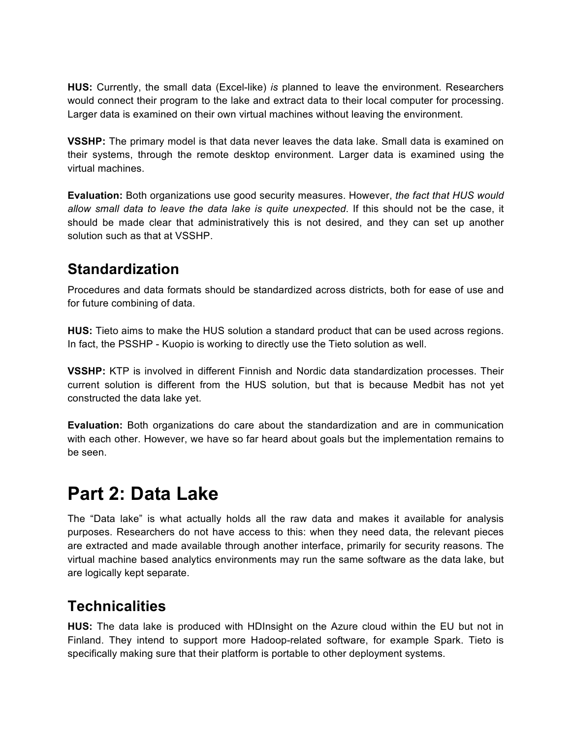**HUS:** Currently, the small data (Excel-like) *is* planned to leave the environment. Researchers would connect their program to the lake and extract data to their local computer for processing. Larger data is examined on their own virtual machines without leaving the environment.

**VSSHP:** The primary model is that data never leaves the data lake. Small data is examined on their systems, through the remote desktop environment. Larger data is examined using the virtual machines.

**Evaluation:** Both organizations use good security measures. However, *the fact that HUS would allow small data to leave the data lake is quite unexpected*. If this should not be the case, it should be made clear that administratively this is not desired, and they can set up another solution such as that at VSSHP.

## Standardization

Procedures and data formats should be standardized across districts, both for ease of use and for future combining of data.

**HUS:** Tieto aims to make the HUS solution a standard product that can be used across regions. In fact, the PSSHP - Kuopio is working to directly use the Tieto solution as well.

**VSSHP:** KTP is involved in different Finnish and Nordic data standardization processes. Their current solution is different from the HUS solution, but that is because Medbit has not yet constructed the data lake yet.

**Evaluation:** Both organizations do care about the standardization and are in communication with each other. However, we have so far heard about goals but the implementation remains to be seen.

# Part 2: Data Lake

The "Data lake" is what actually holds all the raw data and makes it available for analysis purposes. Researchers do not have access to this: when they need data, the relevant pieces are extracted and made available through another interface, primarily for security reasons. The virtual machine based analytics environments may run the same software as the data lake, but are logically kept separate.

## Technicalities

**HUS:** The data lake is produced with HDInsight on the Azure cloud within the EU but not in Finland. They intend to support more Hadoop-related software, for example Spark. Tieto is specifically making sure that their platform is portable to other deployment systems.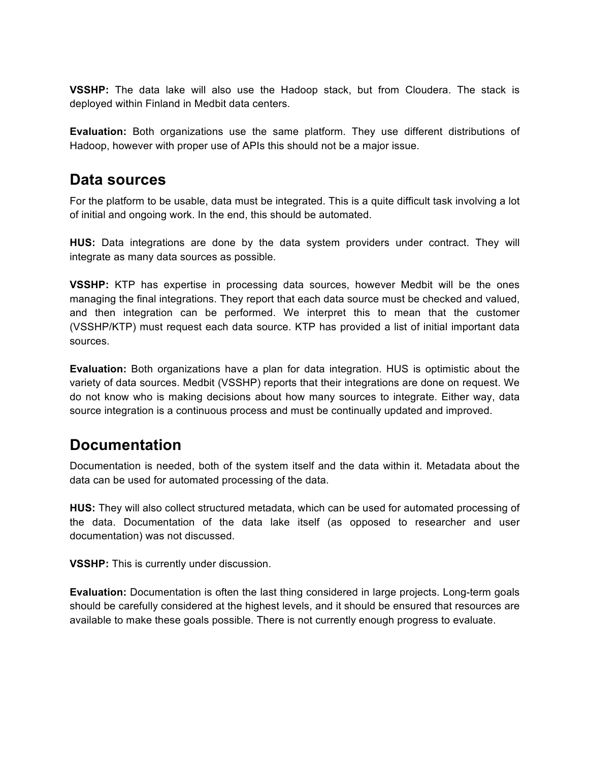**VSSHP:** The data lake will also use the Hadoop stack, but from Cloudera. The stack is deployed within Finland in Medbit data centers.

**Evaluation:** Both organizations use the same platform. They use different distributions of Hadoop, however with proper use of APIs this should not be a major issue.

## Data sources

For the platform to be usable, data must be integrated. This is a quite difficult task involving a lot of initial and ongoing work. In the end, this should be automated.

**HUS:** Data integrations are done by the data system providers under contract. They will integrate as many data sources as possible.

**VSSHP:** KTP has expertise in processing data sources, however Medbit will be the ones managing the final integrations. They report that each data source must be checked and valued, and then integration can be performed. We interpret this to mean that the customer (VSSHP/KTP) must request each data source. KTP has provided a list of initial important data sources.

**Evaluation:** Both organizations have a plan for data integration. HUS is optimistic about the variety of data sources. Medbit (VSSHP) reports that their integrations are done on request. We do not know who is making decisions about how many sources to integrate. Either way, data source integration is a continuous process and must be continually updated and improved.

## Documentation

Documentation is needed, both of the system itself and the data within it. Metadata about the data can be used for automated processing of the data.

**HUS:** They will also collect structured metadata, which can be used for automated processing of the data. Documentation of the data lake itself (as opposed to researcher and user documentation) was not discussed.

**VSSHP:** This is currently under discussion.

**Evaluation:** Documentation is often the last thing considered in large projects. Long-term goals should be carefully considered at the highest levels, and it should be ensured that resources are available to make these goals possible. There is not currently enough progress to evaluate.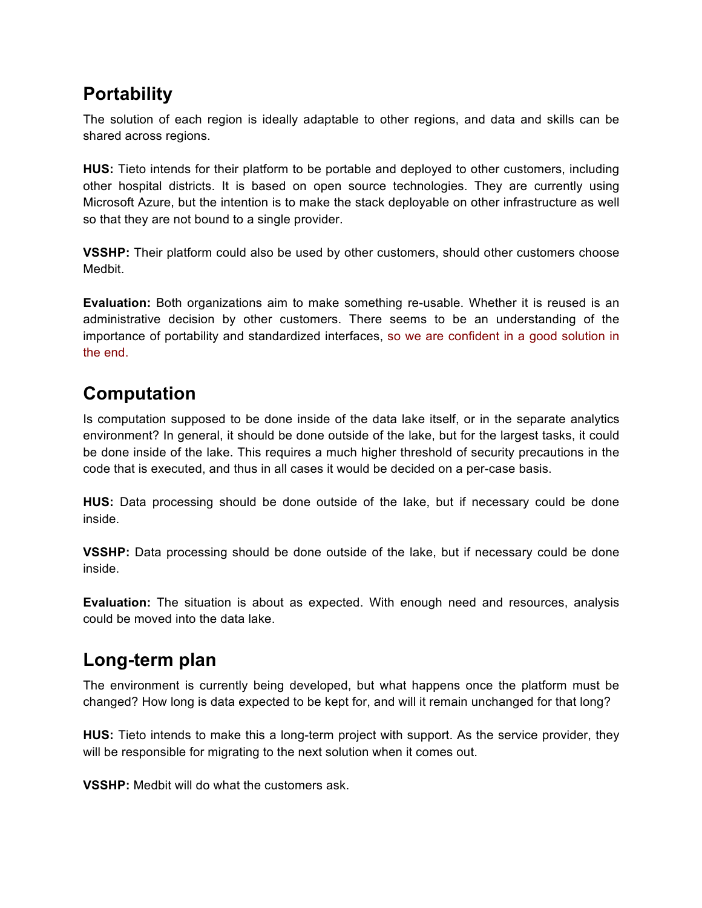## Portability

The solution of each region is ideally adaptable to other regions, and data and skills can be shared across regions.

**HUS:** Tieto intends for their platform to be portable and deployed to other customers, including other hospital districts. It is based on open source technologies. They are currently using Microsoft Azure, but the intention is to make the stack deployable on other infrastructure as well so that they are not bound to a single provider.

**VSSHP:** Their platform could also be used by other customers, should other customers choose Medbit.

**Evaluation:** Both organizations aim to make something re-usable. Whether it is reused is an administrative decision by other customers. There seems to be an understanding of the importance of portability and standardized interfaces, so we are confident in a good solution in the end.

## Computation

Is computation supposed to be done inside of the data lake itself, or in the separate analytics environment? In general, it should be done outside of the lake, but for the largest tasks, it could be done inside of the lake. This requires a much higher threshold of security precautions in the code that is executed, and thus in all cases it would be decided on a per-case basis.

**HUS:** Data processing should be done outside of the lake, but if necessary could be done inside.

**VSSHP:** Data processing should be done outside of the lake, but if necessary could be done inside.

**Evaluation:** The situation is about as expected. With enough need and resources, analysis could be moved into the data lake.

## Long-term plan

The environment is currently being developed, but what happens once the platform must be changed? How long is data expected to be kept for, and will it remain unchanged for that long?

**HUS:** Tieto intends to make this a long-term project with support. As the service provider, they will be responsible for migrating to the next solution when it comes out.

**VSSHP:** Medbit will do what the customers ask.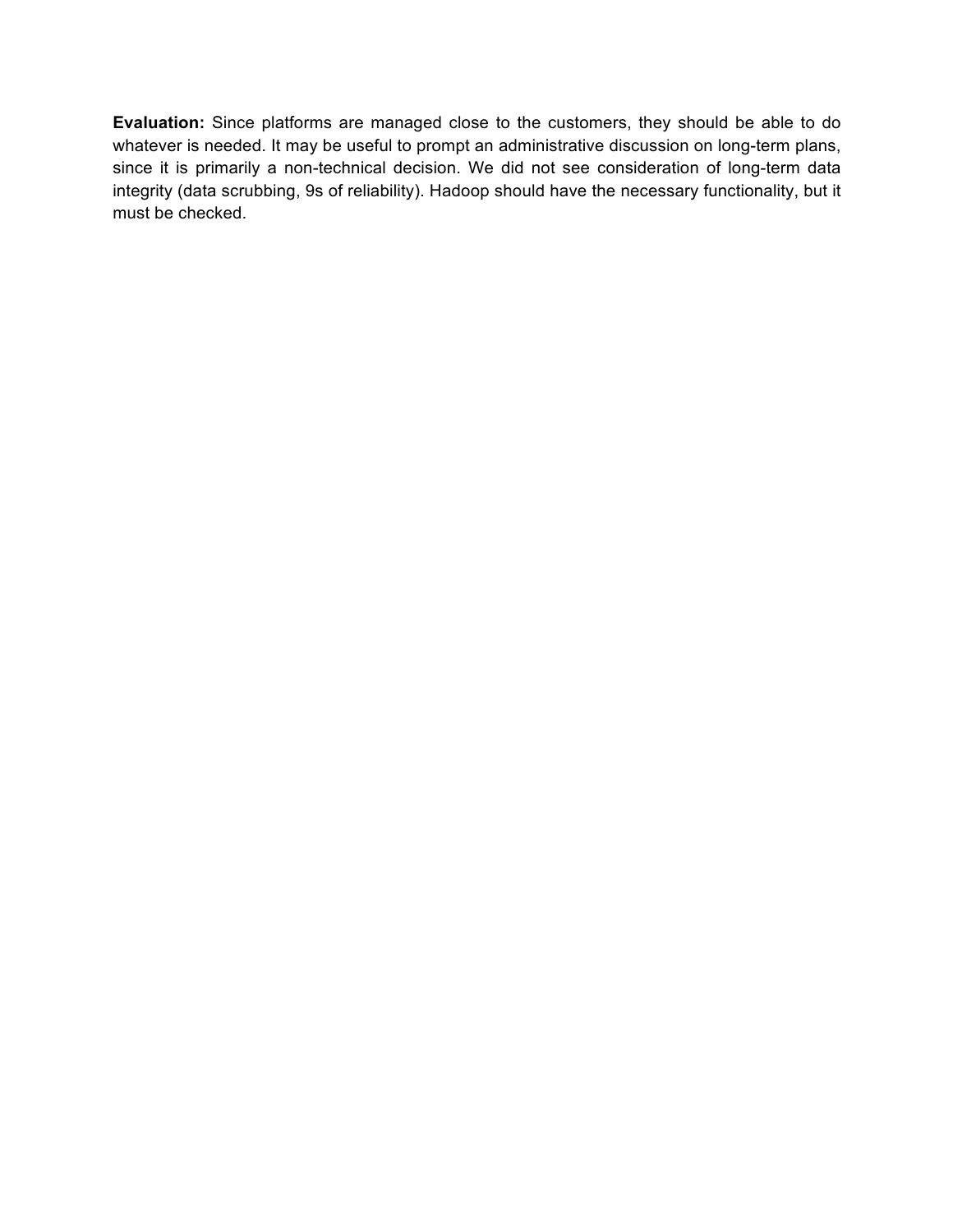**Evaluation:** Since platforms are managed close to the customers, they should be able to do whatever is needed. It may be useful to prompt an administrative discussion on long-term plans, since it is primarily a non-technical decision. We did not see consideration of long-term data integrity (data scrubbing, 9s of reliability). Hadoop should have the necessary functionality, but it must be checked.